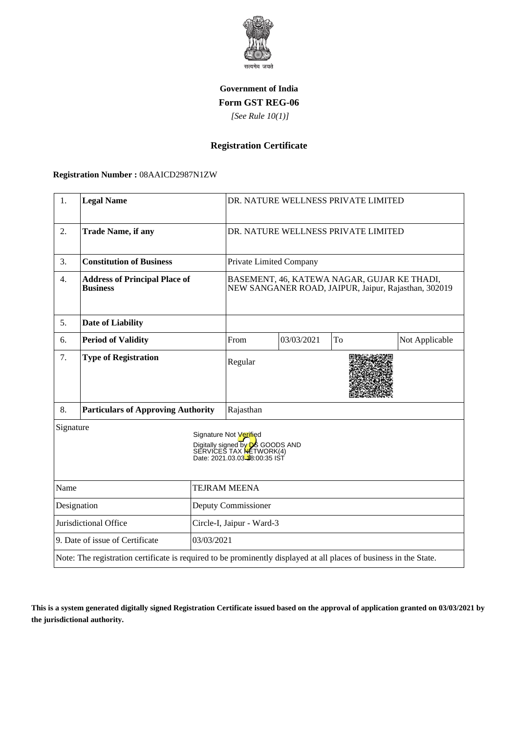सत्यमेव जयते

**Government of India**

**Form GST REG-06**

*[See Rule 10(1)]*

**Registration Certificate**

**Registration Number :** 08AAICD2987N1ZW

| 1. | **Legal Name** | DR. NATURE WELLNESS PRIVATE LIMITED | | | |
|---|---|---|---|---|---|
| 2. | **Trade Name, if any** | DR. NATURE WELLNESS PRIVATE LIMITED | | | |
| 3. | **Constitution of Business** | Private Limited Company | | | |
| 4. | **Address of Principal Place of Business** | BASEMENT, 46, KATEWA NAGAR, GUJAR KE THADI, NEW SANGANER ROAD, JAIPUR, Jaipur, Rajasthan, 302019 | | | |
| 5. | **Date of Liability** | | | | |
| 6. | **Period of Validity** | From | 03/03/2021 | To | Not Applicable |
| 7. | **Type of Registration** | Regular | | | |
| 8. | **Particulars of Approving Authority** | Rajasthan | | | |

Signature

Signature Not Verified
Digitally signed by DS GOODS AND SERVICES TAX NETWORK(4)
Date: 2021.03.03 18:00:35 IST

| | |
|---|---|
| Name | TEJRAM MEENA |
| Designation | Deputy Commissioner |
| Jurisdictional Office | Circle-I, Jaipur - Ward-3 |
| 9. Date of issue of Certificate | 03/03/2021 |

Note: The registration certificate is required to be prominently displayed at all places of business in the State.

**This is a system generated digitally signed Registration Certificate issued based on the approval of application granted on 03/03/2021 by the jurisdictional authority.**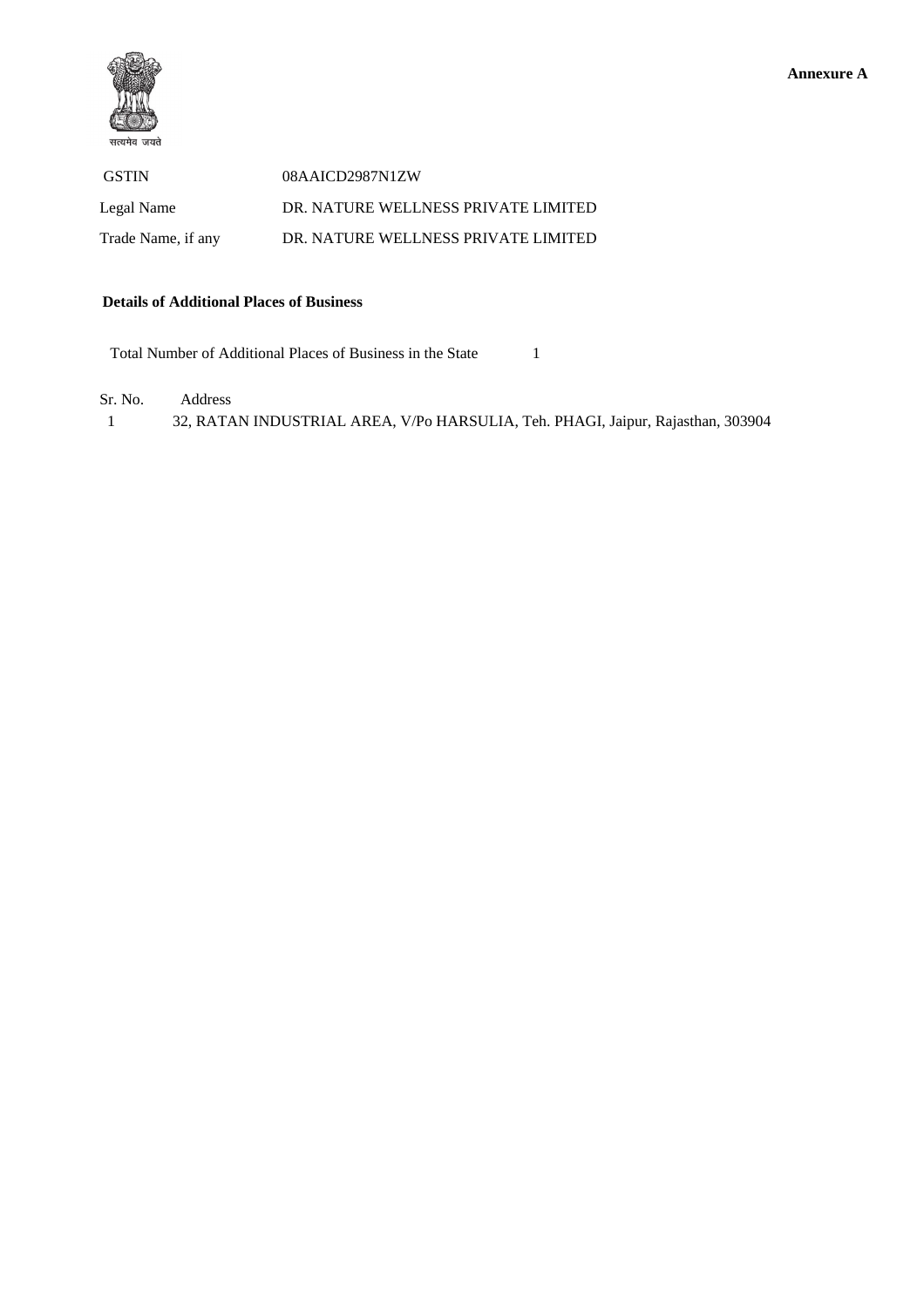**Annexure A**

सत्यमेव जयते

| | |
|---|---|
| GSTIN | 08AAICD2987N1ZW |
| Legal Name | DR. NATURE WELLNESS PRIVATE LIMITED |
| Trade Name, if any | DR. NATURE WELLNESS PRIVATE LIMITED |

**Details of Additional Places of Business**

Total Number of Additional Places of Business in the State 1

| Sr. No. | Address |
|---|---|
| 1 | 32, RATAN INDUSTRIAL AREA, V/Po HARSULIA, Teh. PHAGI, Jaipur, Rajasthan, 303904 |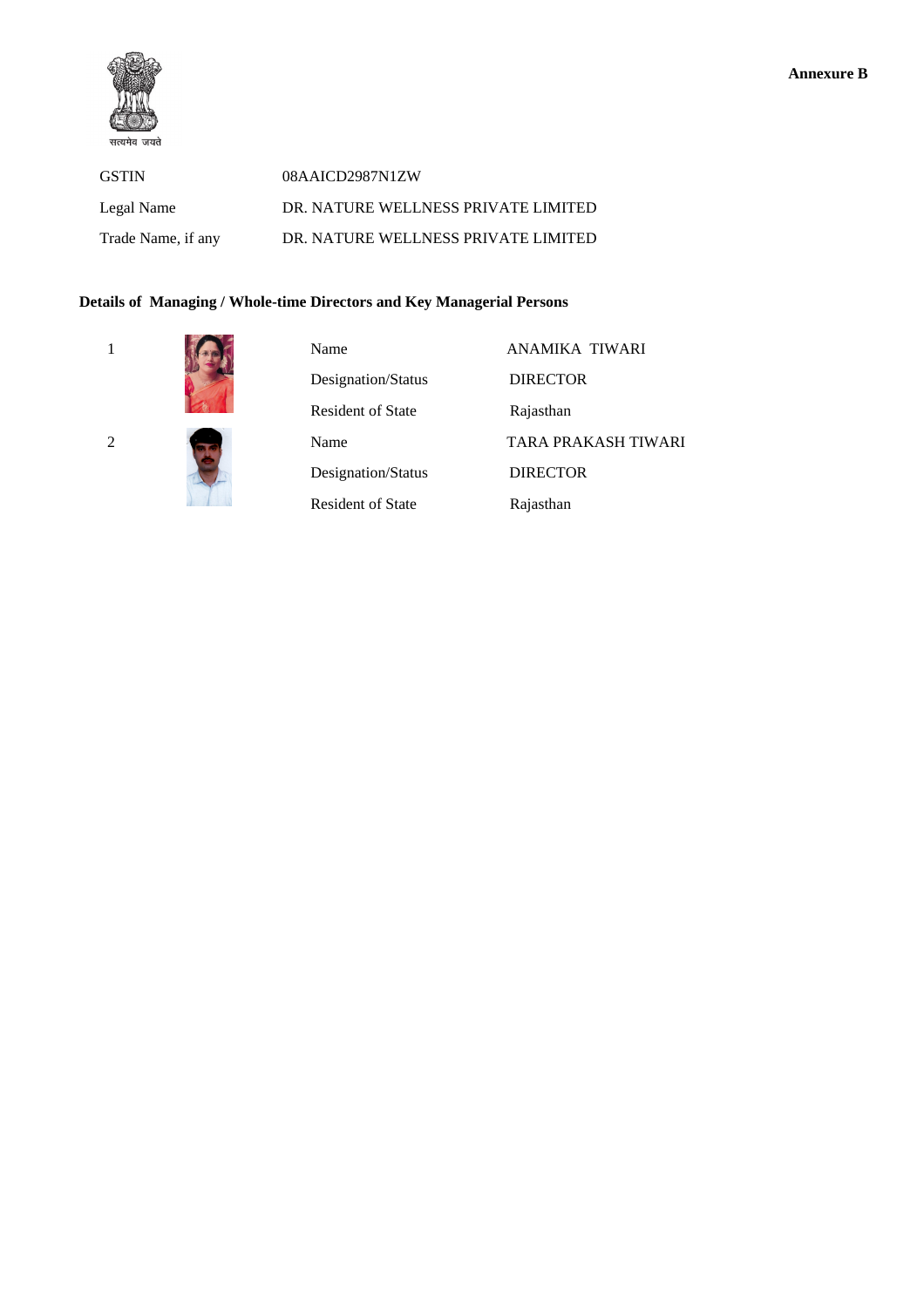Annexure B

| | |
|---|---|
| GSTIN | 08AAICD2987N1ZW |
| Legal Name | DR. NATURE WELLNESS PRIVATE LIMITED |
| Trade Name, if any | DR. NATURE WELLNESS PRIVATE LIMITED |

**Details of Managing / Whole-time Directors and Key Managerial Persons**

| | | |
|---|---|---|
| 1 | Name | ANAMIKA TIWARI |
| | Designation/Status | DIRECTOR |
| | Resident of State | Rajasthan |
| 2 | Name | TARA PRAKASH TIWARI |
| | Designation/Status | DIRECTOR |
| | Resident of State | Rajasthan |